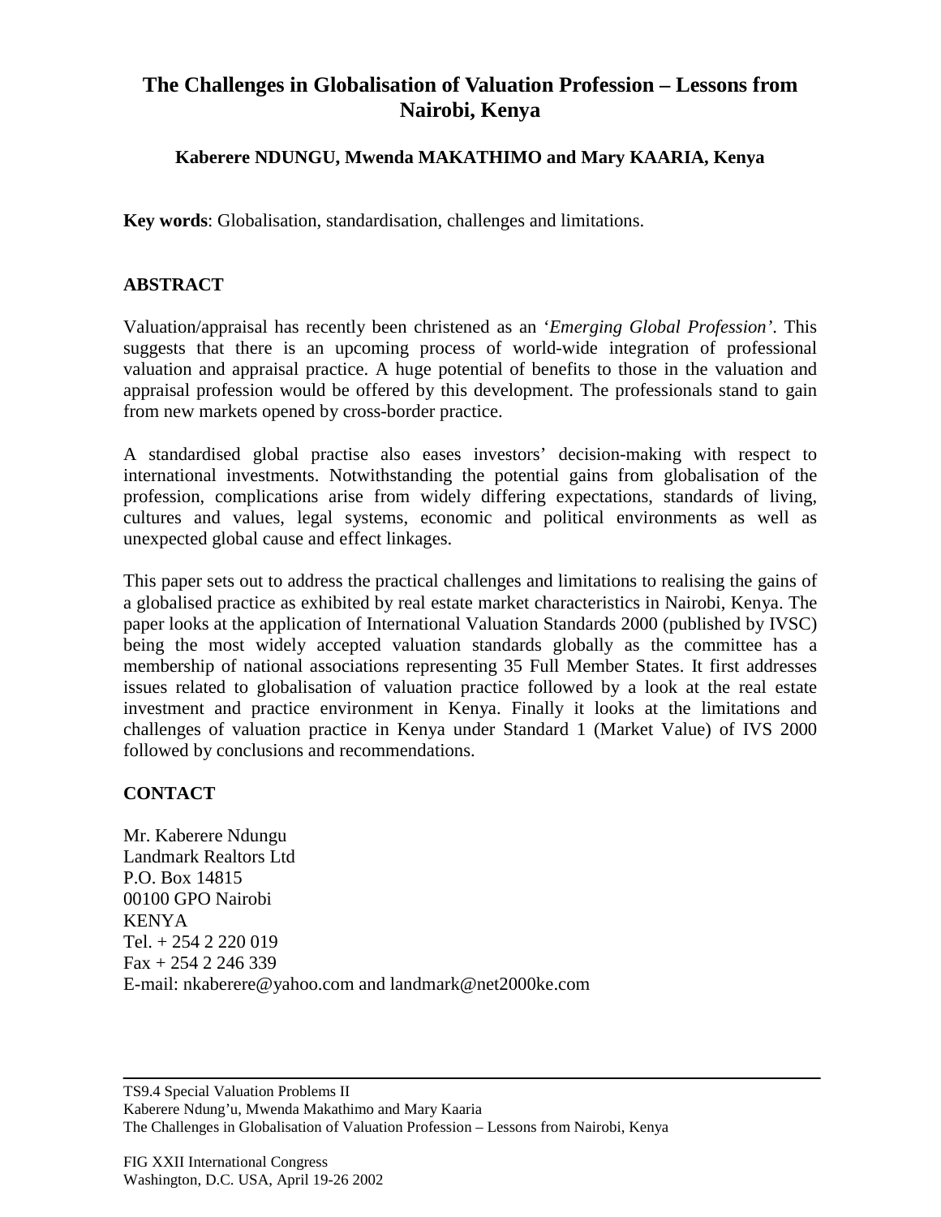# The Challenges in Globalisation of Valuation Profession – Lessons from Nairobi, Kenya

**Kaberere NDUNGU, Mwenda MAKATHIMO and Mary KAARIA, Kenya**

**Key words**: Globalisation, standardisation, challenges and limitations.

## ABSTRACT

Valuation/appraisal has recently been christened as an '*Emerging Global Profession'*. This suggests that there is an upcoming process of world-wide integration of professional valuation and appraisal practice. A huge potential of benefits to those in the valuation and appraisal profession would be offered by this development. The professionals stand to gain from new markets opened by cross-border practice.

A standardised global practise also eases investors' decision-making with respect to international investments. Notwithstanding the potential gains from globalisation of the profession, complications arise from widely differing expectations, standards of living, cultures and values, legal systems, economic and political environments as well as unexpected global cause and effect linkages.

This paper sets out to address the practical challenges and limitations to realising the gains of a globalised practice as exhibited by real estate market characteristics in Nairobi, Kenya. The paper looks at the application of International Valuation Standards 2000 (published by IVSC) being the most widely accepted valuation standards globally as the committee has a membership of national associations representing 35 Full Member States. It first addresses issues related to globalisation of valuation practice followed by a look at the real estate investment and practice environment in Kenya. Finally it looks at the limitations and challenges of valuation practice in Kenya under Standard 1 (Market Value) of IVS 2000 followed by conclusions and recommendations.

## CONTACT

Mr. Kaberere Ndungu
Landmark Realtors Ltd
P.O. Box 14815
00100 GPO Nairobi
KENYA
Tel. + 254 2 220 019
Fax + 254 2 246 339
E-mail: nkaberere@yahoo.com and landmark@net2000ke.com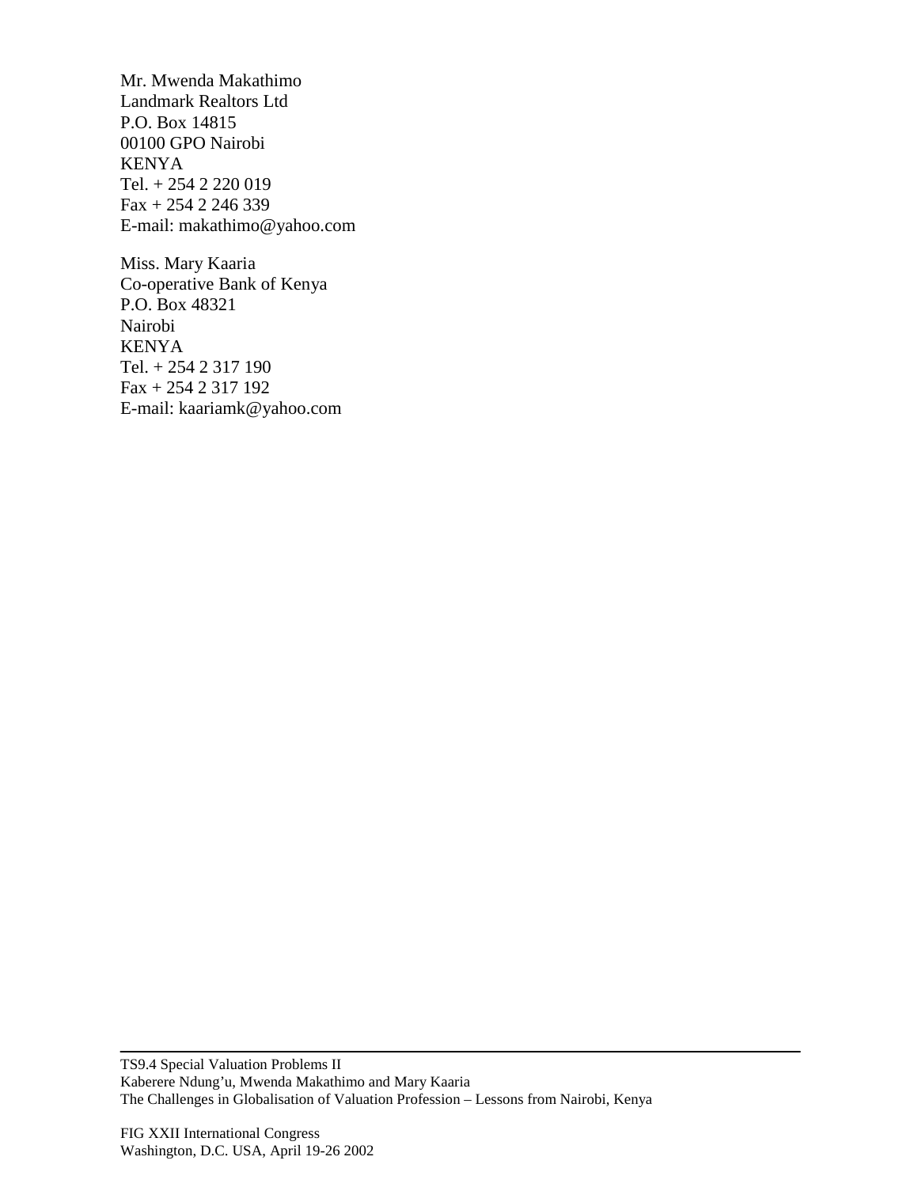Mr. Mwenda Makathimo
Landmark Realtors Ltd
P.O. Box 14815
00100 GPO Nairobi
KENYA
Tel. + 254 2 220 019
Fax + 254 2 246 339
E-mail: makathimo@yahoo.com

Miss. Mary Kaaria
Co-operative Bank of Kenya
P.O. Box 48321
Nairobi
KENYA
Tel. + 254 2 317 190
Fax + 254 2 317 192
E-mail: kaariamk@yahoo.com